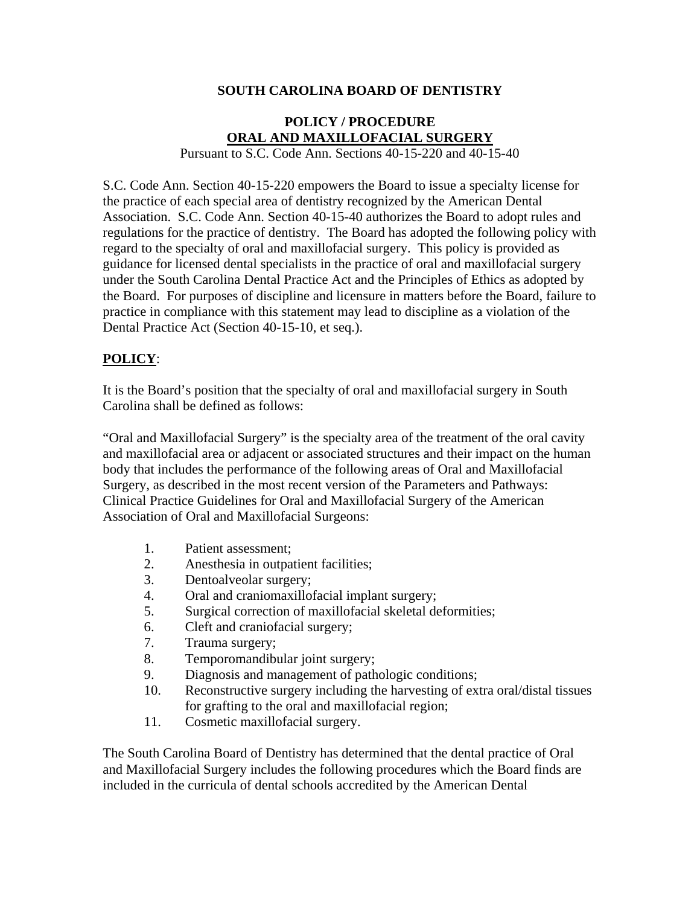# SOUTH CAROLINA BOARD OF DENTISTRY

## POLICY / PROCEDURE
## ORAL AND MAXILLOFACIAL SURGERY

Pursuant to S.C. Code Ann. Sections 40-15-220 and 40-15-40

S.C. Code Ann. Section 40-15-220 empowers the Board to issue a specialty license for the practice of each special area of dentistry recognized by the American Dental Association. S.C. Code Ann. Section 40-15-40 authorizes the Board to adopt rules and regulations for the practice of dentistry. The Board has adopted the following policy with regard to the specialty of oral and maxillofacial surgery. This policy is provided as guidance for licensed dental specialists in the practice of oral and maxillofacial surgery under the South Carolina Dental Practice Act and the Principles of Ethics as adopted by the Board. For purposes of discipline and licensure in matters before the Board, failure to practice in compliance with this statement may lead to discipline as a violation of the Dental Practice Act (Section 40-15-10, et seq.).

**POLICY**:

It is the Board's position that the specialty of oral and maxillofacial surgery in South Carolina shall be defined as follows:

"Oral and Maxillofacial Surgery" is the specialty area of the treatment of the oral cavity and maxillofacial area or adjacent or associated structures and their impact on the human body that includes the performance of the following areas of Oral and Maxillofacial Surgery, as described in the most recent version of the Parameters and Pathways: Clinical Practice Guidelines for Oral and Maxillofacial Surgery of the American Association of Oral and Maxillofacial Surgeons:

1. Patient assessment;
2. Anesthesia in outpatient facilities;
3. Dentoalveolar surgery;
4. Oral and craniomaxillofacial implant surgery;
5. Surgical correction of maxillofacial skeletal deformities;
6. Cleft and craniofacial surgery;
7. Trauma surgery;
8. Temporomandibular joint surgery;
9. Diagnosis and management of pathologic conditions;
10. Reconstructive surgery including the harvesting of extra oral/distal tissues for grafting to the oral and maxillofacial region;
11. Cosmetic maxillofacial surgery.

The South Carolina Board of Dentistry has determined that the dental practice of Oral and Maxillofacial Surgery includes the following procedures which the Board finds are included in the curricula of dental schools accredited by the American Dental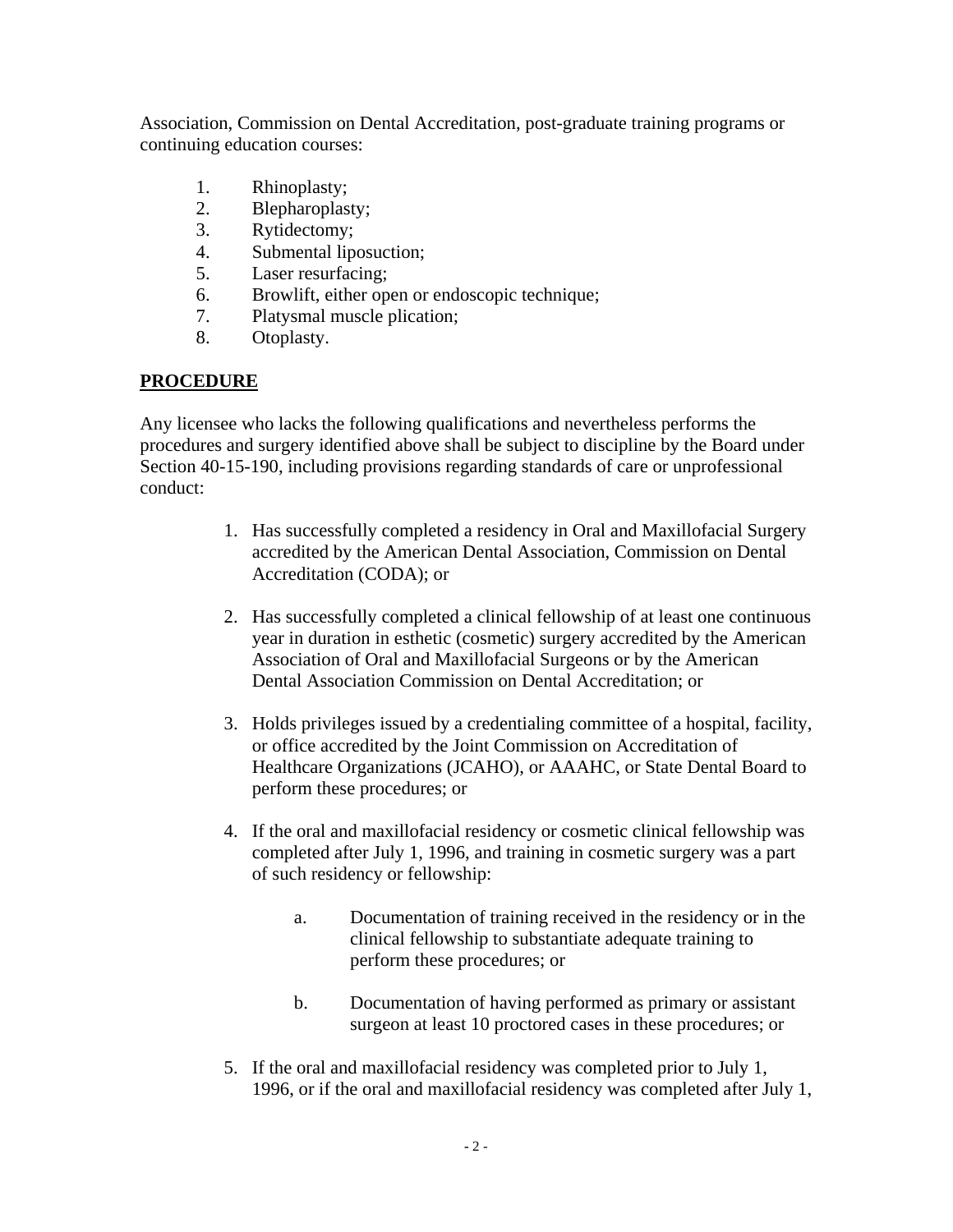Association, Commission on Dental Accreditation, post-graduate training programs or continuing education courses:

1. Rhinoplasty;
2. Blepharoplasty;
3. Rytidectomy;
4. Submental liposuction;
5. Laser resurfacing;
6. Browlift, either open or endoscopic technique;
7. Platysmal muscle plication;
8. Otoplasty.

**PROCEDURE**

Any licensee who lacks the following qualifications and nevertheless performs the procedures and surgery identified above shall be subject to discipline by the Board under Section 40-15-190, including provisions regarding standards of care or unprofessional conduct:

1. Has successfully completed a residency in Oral and Maxillofacial Surgery accredited by the American Dental Association, Commission on Dental Accreditation (CODA); or

2. Has successfully completed a clinical fellowship of at least one continuous year in duration in esthetic (cosmetic) surgery accredited by the American Association of Oral and Maxillofacial Surgeons or by the American Dental Association Commission on Dental Accreditation; or

3. Holds privileges issued by a credentialing committee of a hospital, facility, or office accredited by the Joint Commission on Accreditation of Healthcare Organizations (JCAHO), or AAAHC, or State Dental Board to perform these procedures; or

4. If the oral and maxillofacial residency or cosmetic clinical fellowship was completed after July 1, 1996, and training in cosmetic surgery was a part of such residency or fellowship:

   a. Documentation of training received in the residency or in the clinical fellowship to substantiate adequate training to perform these procedures; or

   b. Documentation of having performed as primary or assistant surgeon at least 10 proctored cases in these procedures; or

5. If the oral and maxillofacial residency was completed prior to July 1, 1996, or if the oral and maxillofacial residency was completed after July 1,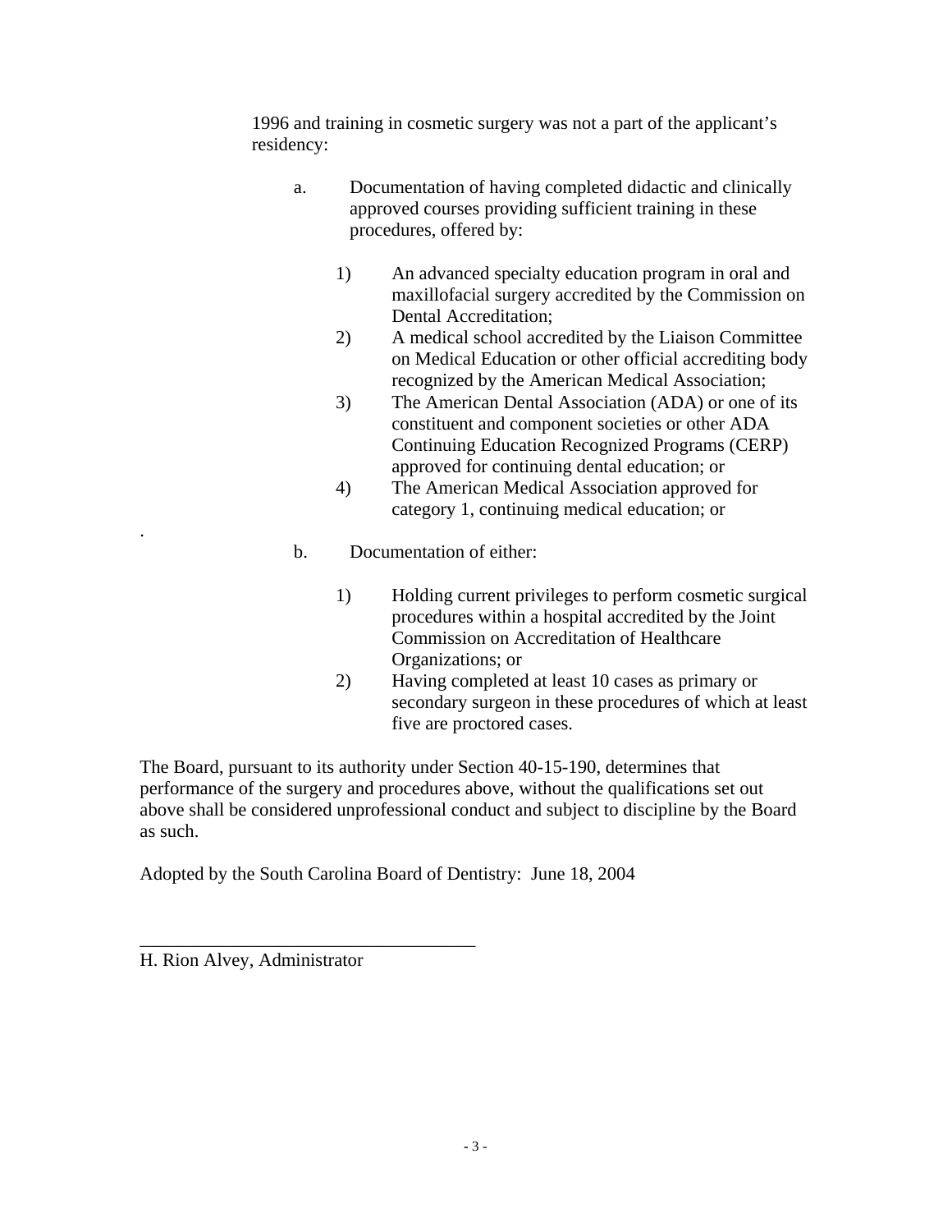1996 and training in cosmetic surgery was not a part of the applicant's residency:

a. Documentation of having completed didactic and clinically approved courses providing sufficient training in these procedures, offered by:

   1) An advanced specialty education program in oral and maxillofacial surgery accredited by the Commission on Dental Accreditation;
   2) A medical school accredited by the Liaison Committee on Medical Education or other official accrediting body recognized by the American Medical Association;
   3) The American Dental Association (ADA) or one of its constituent and component societies or other ADA Continuing Education Recognized Programs (CERP) approved for continuing dental education; or
   4) The American Medical Association approved for category 1, continuing medical education; or

b. Documentation of either:

   1) Holding current privileges to perform cosmetic surgical procedures within a hospital accredited by the Joint Commission on Accreditation of Healthcare Organizations; or
   2) Having completed at least 10 cases as primary or secondary surgeon in these procedures of which at least five are proctored cases.

The Board, pursuant to its authority under Section 40-15-190, determines that performance of the surgery and procedures above, without the qualifications set out above shall be considered unprofessional conduct and subject to discipline by the Board as such.

Adopted by the South Carolina Board of Dentistry: June 18, 2004

\_\_\_\_\_\_\_\_\_\_\_\_\_\_\_\_\_\_\_\_\_\_\_\_\_\_\_\_\_\_\_\_\_\_\_\_

H. Rion Alvey, Administrator